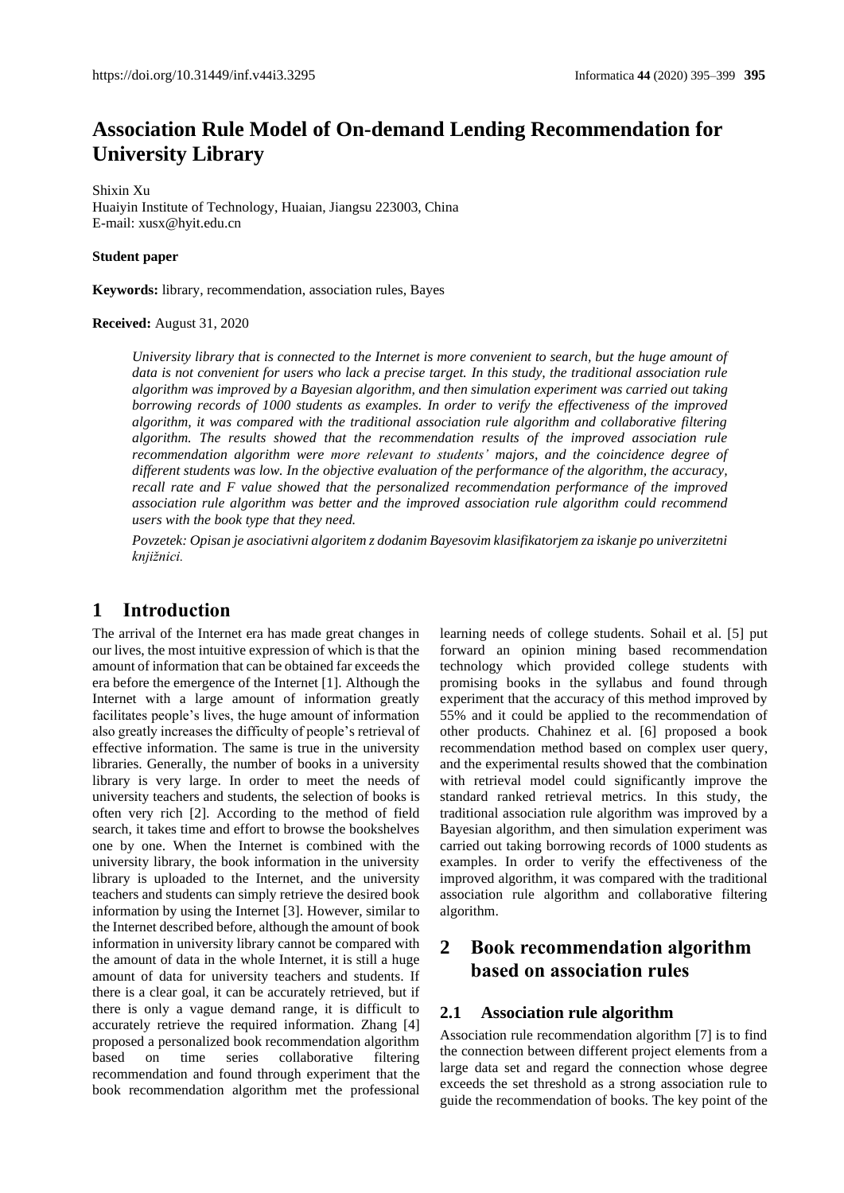# Association Rule Model of On-demand Lending Recommendation for University Library

Shixin Xu
Huaiyin Institute of Technology, Huaian, Jiangsu 223003, China
E-mail: xusx@hyit.edu.cn

**Student paper**

**Keywords:** library, recommendation, association rules, Bayes

**Received:** August 31, 2020

*University library that is connected to the Internet is more convenient to search, but the huge amount of data is not convenient for users who lack a precise target. In this study, the traditional association rule algorithm was improved by a Bayesian algorithm, and then simulation experiment was carried out taking borrowing records of 1000 students as examples. In order to verify the effectiveness of the improved algorithm, it was compared with the traditional association rule algorithm and collaborative filtering algorithm. The results showed that the recommendation results of the improved association rule recommendation algorithm were more relevant to students' majors, and the coincidence degree of different students was low. In the objective evaluation of the performance of the algorithm, the accuracy, recall rate and F value showed that the personalized recommendation performance of the improved association rule algorithm was better and the improved association rule algorithm could recommend users with the book type that they need.*

*Povzetek: Opisan je asociativni algoritem z dodanim Bayesovim klasifikatorjem za iskanje po univerzitetni knjižnici.*

## 1 Introduction

The arrival of the Internet era has made great changes in our lives, the most intuitive expression of which is that the amount of information that can be obtained far exceeds the era before the emergence of the Internet [1]. Although the Internet with a large amount of information greatly facilitates people's lives, the huge amount of information also greatly increases the difficulty of people's retrieval of effective information. The same is true in the university libraries. Generally, the number of books in a university library is very large. In order to meet the needs of university teachers and students, the selection of books is often very rich [2]. According to the method of field search, it takes time and effort to browse the bookshelves one by one. When the Internet is combined with the university library, the book information in the university library is uploaded to the Internet, and the university teachers and students can simply retrieve the desired book information by using the Internet [3]. However, similar to the Internet described before, although the amount of book information in university library cannot be compared with the amount of data in the whole Internet, it is still a huge amount of data for university teachers and students. If there is a clear goal, it can be accurately retrieved, but if there is only a vague demand range, it is difficult to accurately retrieve the required information. Zhang [4] proposed a personalized book recommendation algorithm based on time series collaborative filtering recommendation and found through experiment that the book recommendation algorithm met the professional learning needs of college students. Sohail et al. [5] put forward an opinion mining based recommendation technology which provided college students with promising books in the syllabus and found through experiment that the accuracy of this method improved by 55% and it could be applied to the recommendation of other products. Chahinez et al. [6] proposed a book recommendation method based on complex user query, and the experimental results showed that the combination with retrieval model could significantly improve the standard ranked retrieval metrics. In this study, the traditional association rule algorithm was improved by a Bayesian algorithm, and then simulation experiment was carried out taking borrowing records of 1000 students as examples. In order to verify the effectiveness of the improved algorithm, it was compared with the traditional association rule algorithm and collaborative filtering algorithm.

## 2 Book recommendation algorithm based on association rules

### 2.1 Association rule algorithm

Association rule recommendation algorithm [7] is to find the connection between different project elements from a large data set and regard the connection whose degree exceeds the set threshold as a strong association rule to guide the recommendation of books. The key point of the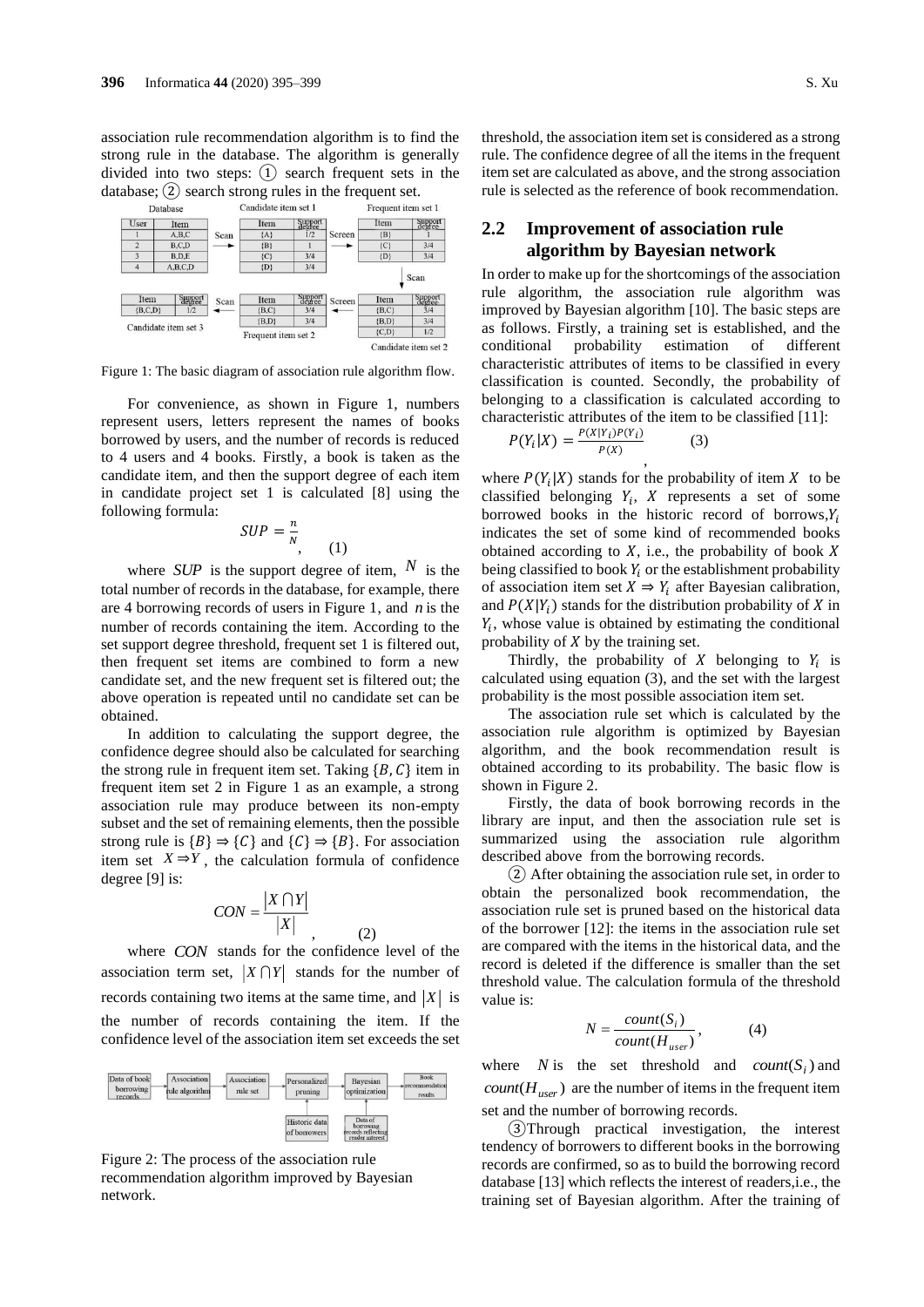association rule recommendation algorithm is to find the strong rule in the database. The algorithm is generally divided into two steps: ① search frequent sets in the database; ② search strong rules in the frequent set.

Figure 1: The basic diagram of association rule algorithm flow.

For convenience, as shown in Figure 1, numbers represent users, letters represent the names of books borrowed by users, and the number of records is reduced to 4 users and 4 books. Firstly, a book is taken as the candidate item, and then the support degree of each item in candidate project set 1 is calculated [8] using the following formula:

$$SUP = \frac{n}{N}, \quad (1)$$

where $SUP$ is the support degree of item, $N$ is the total number of records in the database, for example, there are 4 borrowing records of users in Figure 1, and $n$ is the number of records containing the item. According to the set support degree threshold, frequent set 1 is filtered out, then frequent set items are combined to form a new candidate set, and the new frequent set is filtered out; the above operation is repeated until no candidate set can be obtained.

In addition to calculating the support degree, the confidence degree should also be calculated for searching the strong rule in frequent item set. Taking $\{B, C\}$ item in frequent item set 2 in Figure 1 as an example, a strong association rule may produce between its non-empty subset and the set of remaining elements, then the possible strong rule is $\{B\} \Rightarrow \{C\}$ and $\{C\} \Rightarrow \{B\}$. For association item set $X \Rightarrow Y$, the calculation formula of confidence degree [9] is:

$$CON = \frac{|X \cap Y|}{|X|}, \quad (2)$$

where $CON$ stands for the confidence level of the association term set, $|X \cap Y|$ stands for the number of records containing two items at the same time, and $|X|$ is the number of records containing the item. If the confidence level of the association item set exceeds the set threshold, the association item set is considered as a strong rule. The confidence degree of all the items in the frequent item set are calculated as above, and the strong association rule is selected as the reference of book recommendation.

Figure 2: The process of the association rule recommendation algorithm improved by Bayesian network.

## 2.2 Improvement of association rule algorithm by Bayesian network

In order to make up for the shortcomings of the association rule algorithm, the association rule algorithm was improved by Bayesian algorithm [10]. The basic steps are as follows. Firstly, a training set is established, and the conditional probability estimation of different characteristic attributes of items to be classified in every classification is counted. Secondly, the probability of belonging to a classification is calculated according to characteristic attributes of the item to be classified [11]:

$$P(Y_i|X) = \frac{P(X|Y_i)P(Y_i)}{P(X)}, \quad (3)$$

where $P(Y_i|X)$ stands for the probability of item $X$ to be classified belonging $Y_i$, $X$ represents a set of some borrowed books in the historic record of borrows, $Y_i$ indicates the set of some kind of recommended books obtained according to $X$, i.e., the probability of book $X$ being classified to book $Y_i$ or the establishment probability of association item set $X \Rightarrow Y_i$ after Bayesian calibration, and $P(X|Y_i)$ stands for the distribution probability of $X$ in $Y_i$, whose value is obtained by estimating the conditional probability of $X$ by the training set.

Thirdly, the probability of $X$ belonging to $Y_i$ is calculated using equation (3), and the set with the largest probability is the most possible association item set.

The association rule set which is calculated by the association rule algorithm is optimized by Bayesian algorithm, and the book recommendation result is obtained according to its probability. The basic flow is shown in Figure 2.

Firstly, the data of book borrowing records in the library are input, and then the association rule set is summarized using the association rule algorithm described above from the borrowing records.

② After obtaining the association rule set, in order to obtain the personalized book recommendation, the association rule set is pruned based on the historical data of the borrower [12]: the items in the association rule set are compared with the items in the historical data, and the record is deleted if the difference is smaller than the set threshold value. The calculation formula of the threshold value is:

$$N = \frac{count(S_i)}{count(H_{user})}, \quad (4)$$

where $N$ is the set threshold and $count(S_i)$ and $count(H_{user})$ are the number of items in the frequent item set and the number of borrowing records.

③Through practical investigation, the interest tendency of borrowers to different books in the borrowing records are confirmed, so as to build the borrowing record database [13] which reflects the interest of readers,i.e., the training set of Bayesian algorithm. After the training of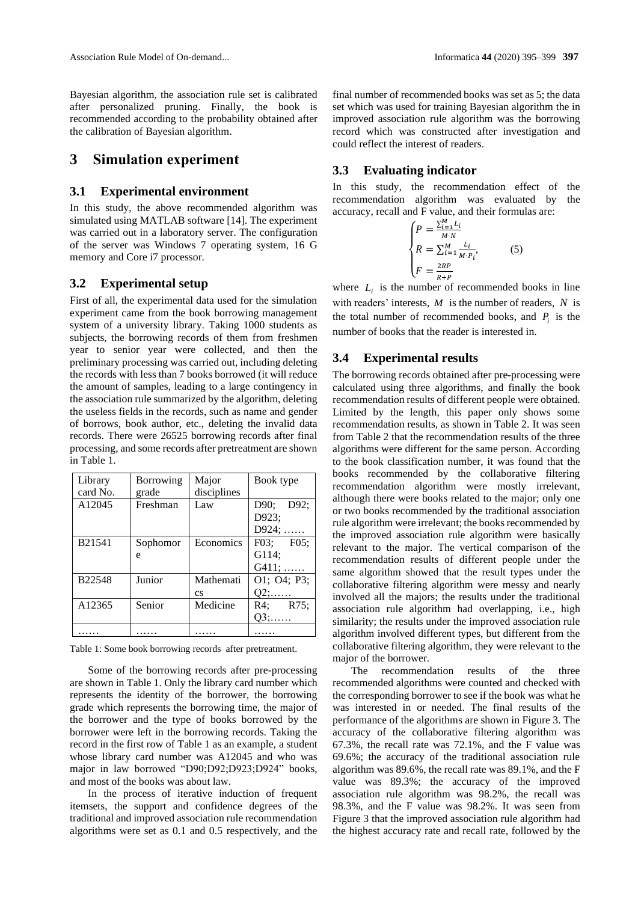Bayesian algorithm, the association rule set is calibrated after personalized pruning. Finally, the book is recommended according to the probability obtained after the calibration of Bayesian algorithm.

## 3 Simulation experiment

### 3.1 Experimental environment

In this study, the above recommended algorithm was simulated using MATLAB software [14]. The experiment was carried out in a laboratory server. The configuration of the server was Windows 7 operating system, 16 G memory and Core i7 processor.

### 3.2 Experimental setup

First of all, the experimental data used for the simulation experiment came from the book borrowing management system of a university library. Taking 1000 students as subjects, the borrowing records of them from freshmen year to senior year were collected, and then the preliminary processing was carried out, including deleting the records with less than 7 books borrowed (it will reduce the amount of samples, leading to a large contingency in the association rule summarized by the algorithm, deleting the useless fields in the records, such as name and gender of borrows, book author, etc., deleting the invalid data records. There were 26525 borrowing records after final processing, and some records after pretreatment are shown in Table 1.

| Library card No. | Borrowing grade | Major disciplines | Book type |
|---|---|---|---|
| A12045 | Freshman | Law | D90; D92; D923; D924; …… |
| B21541 | Sophomore | Economics | F03; F05; G114; G411; …… |
| B22548 | Junior | Mathematics | O1; O4; P3; Q2;…… |
| A12365 | Senior | Medicine | R4; R75; Q3;…… |
| …… | …… | …… | …… |

Table 1: Some book borrowing records after pretreatment.

Some of the borrowing records after pre-processing are shown in Table 1. Only the library card number which represents the identity of the borrower, the borrowing grade which represents the borrowing time, the major of the borrower and the type of books borrowed by the borrower were left in the borrowing records. Taking the record in the first row of Table 1 as an example, a student whose library card number was A12045 and who was major in law borrowed "D90;D92;D923;D924" books, and most of the books was about law.

In the process of iterative induction of frequent itemsets, the support and confidence degrees of the traditional and improved association rule recommendation algorithms were set as 0.1 and 0.5 respectively, and the final number of recommended books was set as 5; the data set which was used for training Bayesian algorithm the in improved association rule algorithm was the borrowing record which was constructed after investigation and could reflect the interest of readers.

### 3.3 Evaluating indicator

In this study, the recommendation effect of the recommendation algorithm was evaluated by the accuracy, recall and F value, and their formulas are:

$$\begin{cases} P = \frac{\sum_{i=1}^{M} L_i}{M \cdot N} \\ R = \sum_{i=1}^{M} \frac{L_i}{M \cdot P_i}, \\ F = \frac{2RP}{R+P} \end{cases} \quad (5)$$

where $L_i$ is the number of recommended books in line with readers' interests, $M$ is the number of readers, $N$ is the total number of recommended books, and $P_i$ is the number of books that the reader is interested in.

### 3.4 Experimental results

The borrowing records obtained after pre-processing were calculated using three algorithms, and finally the book recommendation results of different people were obtained. Limited by the length, this paper only shows some recommendation results, as shown in Table 2. It was seen from Table 2 that the recommendation results of the three algorithms were different for the same person. According to the book classification number, it was found that the books recommended by the collaborative filtering recommendation algorithm were mostly irrelevant, although there were books related to the major; only one or two books recommended by the traditional association rule algorithm were irrelevant; the books recommended by the improved association rule algorithm were basically relevant to the major. The vertical comparison of the recommendation results of different people under the same algorithm showed that the result types under the collaborative filtering algorithm were messy and nearly involved all the majors; the results under the traditional association rule algorithm had overlapping, i.e., high similarity; the results under the improved association rule algorithm involved different types, but different from the collaborative filtering algorithm, they were relevant to the major of the borrower.

The recommendation results of the three recommended algorithms were counted and checked with the corresponding borrower to see if the book was what he was interested in or needed. The final results of the performance of the algorithms are shown in Figure 3. The accuracy of the collaborative filtering algorithm was 67.3%, the recall rate was 72.1%, and the F value was 69.6%; the accuracy of the traditional association rule algorithm was 89.6%, the recall rate was 89.1%, and the F value was 89.3%; the accuracy of the improved association rule algorithm was 98.2%, the recall was 98.3%, and the F value was 98.2%. It was seen from Figure 3 that the improved association rule algorithm had the highest accuracy rate and recall rate, followed by the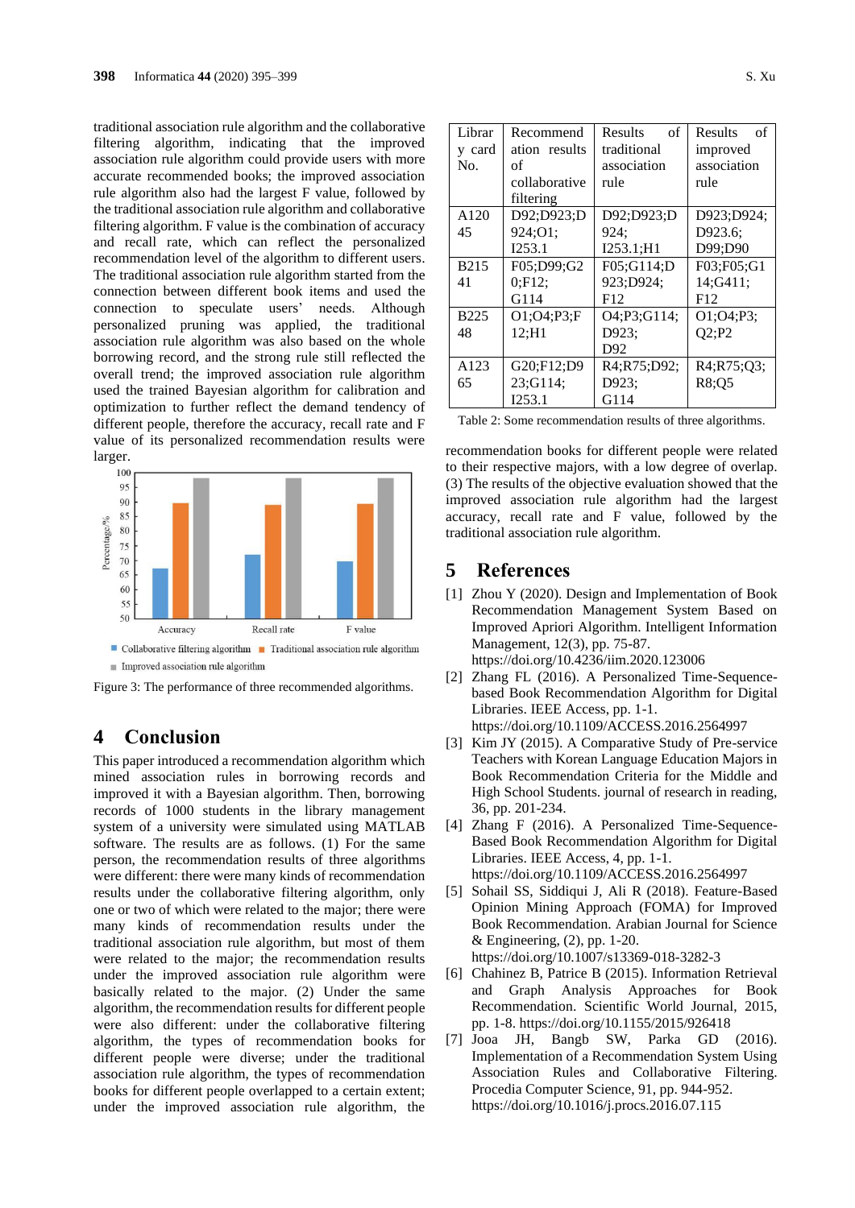traditional association rule algorithm and the collaborative filtering algorithm, indicating that the improved association rule algorithm could provide users with more accurate recommended books; the improved association rule algorithm also had the largest F value, followed by the traditional association rule algorithm and collaborative filtering algorithm. F value is the combination of accuracy and recall rate, which can reflect the personalized recommendation level of the algorithm to different users. The traditional association rule algorithm started from the connection between different book items and used the connection to speculate users' needs. Although personalized pruning was applied, the traditional association rule algorithm was also based on the whole borrowing record, and the strong rule still reflected the overall trend; the improved association rule algorithm used the trained Bayesian algorithm for calibration and optimization to further reflect the demand tendency of different people, therefore the accuracy, recall rate and F value of its personalized recommendation results were larger.

Figure 3: The performance of three recommended algorithms.

| Library card No. | Recommendation results of collaborative filtering | Results of traditional association rule | Results of improved association rule |
|---|---|---|---|
| A12045 | D92;D923;D924;O1;I253.1 | D92;D923;D924;I253.1;H1 | D923;D924;D923.6;D99;D90 |
| B21541 | F05;D99;G20;F12;G114 | F05;G114;D923;D924;F12 | F03;F05;G114;G411;F12 |
| B22548 | O1;O4;P3;F12;H1 | O4;P3;G114;D923;D92 | O1;O4;P3;Q2;P2 |
| A12365 | G20;F12;D923;G114;I253.1 | R4;R75;D92;D923;G114 | R4;R75;Q3;R8;Q5 |

Table 2: Some recommendation results of three algorithms.

## 4 Conclusion

This paper introduced a recommendation algorithm which mined association rules in borrowing records and improved it with a Bayesian algorithm. Then, borrowing records of 1000 students in the library management system of a university were simulated using MATLAB software. The results are as follows. (1) For the same person, the recommendation results of three algorithms were different: there were many kinds of recommendation results under the collaborative filtering algorithm, only one or two of which were related to the major; there were many kinds of recommendation results under the traditional association rule algorithm, but most of them were related to the major; the recommendation results under the improved algorithm were basically related to the major. (2) Under the same algorithm, the recommendation results for different people were also different: under the collaborative filtering algorithm, the types of recommendation books for different people were diverse; under the traditional association rule algorithm, the types of recommendation books for different people overlapped to a certain extent; under the improved association rule algorithm, the recommendation books for different people were related to their respective majors, with a low degree of overlap. (3) The results of the objective evaluation showed that the improved association rule algorithm had the largest accuracy, recall rate and F value, followed by the traditional association rule algorithm.

## 5 References

[1] Zhou Y (2020). Design and Implementation of Book Recommendation Management System Based on Improved Apriori Algorithm. Intelligent Information Management, 12(3), pp. 75-87. https://doi.org/10.4236/iim.2020.123006

[2] Zhang FL (2016). A Personalized Time-Sequence-based Book Recommendation Algorithm for Digital Libraries. IEEE Access, pp. 1-1. https://doi.org/10.1109/ACCESS.2016.2564997

[3] Kim JY (2015). A Comparative Study of Pre-service Teachers with Korean Language Education Majors in Book Recommendation Criteria for the Middle and High School Students. journal of research in reading, 36, pp. 201-234.

[4] Zhang F (2016). A Personalized Time-Sequence-Based Book Recommendation Algorithm for Digital Libraries. IEEE Access, 4, pp. 1-1. https://doi.org/10.1109/ACCESS.2016.2564997

[5] Sohail SS, Siddiqui J, Ali R (2018). Feature-Based Opinion Mining Approach (FOMA) for Improved Book Recommendation. Arabian Journal for Science & Engineering, (2), pp. 1-20. https://doi.org/10.1007/s13369-018-3282-3

[6] Chahinez B, Patrice B (2015). Information Retrieval and Graph Analysis Approaches for Book Recommendation. Scientific World Journal, 2015, pp. 1-8. https://doi.org/10.1155/2015/926418

[7] Jooa JH, Bangb SW, Parka GD (2016). Implementation of a Recommendation System Using Association Rules and Collaborative Filtering. Procedia Computer Science, 91, pp. 944-952. https://doi.org/10.1016/j.procs.2016.07.115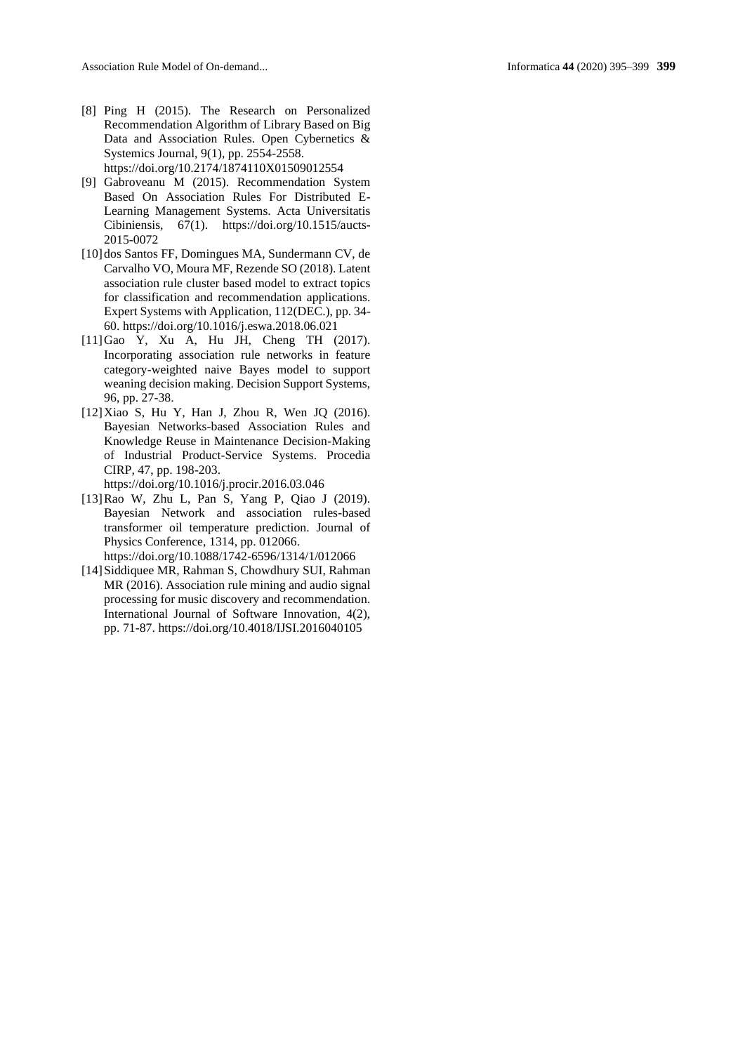[8] Ping H (2015). The Research on Personalized Recommendation Algorithm of Library Based on Big Data and Association Rules. Open Cybernetics & Systemics Journal, 9(1), pp. 2554-2558. https://doi.org/10.2174/1874110X01509012554

[9] Gabroveanu M (2015). Recommendation System Based On Association Rules For Distributed E-Learning Management Systems. Acta Universitatis Cibiniensis, 67(1). https://doi.org/10.1515/aucts-2015-0072

[10] dos Santos FF, Domingues MA, Sundermann CV, de Carvalho VO, Moura MF, Rezende SO (2018). Latent association rule cluster based model to extract topics for classification and recommendation applications. Expert Systems with Application, 112(DEC.), pp. 34-60. https://doi.org/10.1016/j.eswa.2018.06.021

[11] Gao Y, Xu A, Hu JH, Cheng TH (2017). Incorporating association rule networks in feature category-weighted naive Bayes model to support weaning decision making. Decision Support Systems, 96, pp. 27-38.

[12] Xiao S, Hu Y, Han J, Zhou R, Wen JQ (2016). Bayesian Networks-based Association Rules and Knowledge Reuse in Maintenance Decision-Making of Industrial Product-Service Systems. Procedia CIRP, 47, pp. 198-203. https://doi.org/10.1016/j.procir.2016.03.046

[13] Rao W, Zhu L, Pan S, Yang P, Qiao J (2019). Bayesian Network and association rules-based transformer oil temperature prediction. Journal of Physics Conference, 1314, pp. 012066. https://doi.org/10.1088/1742-6596/1314/1/012066

[14] Siddiquee MR, Rahman S, Chowdhury SUI, Rahman MR (2016). Association rule mining and audio signal processing for music discovery and recommendation. International Journal of Software Innovation, 4(2), pp. 71-87. https://doi.org/10.4018/IJSI.2016040105